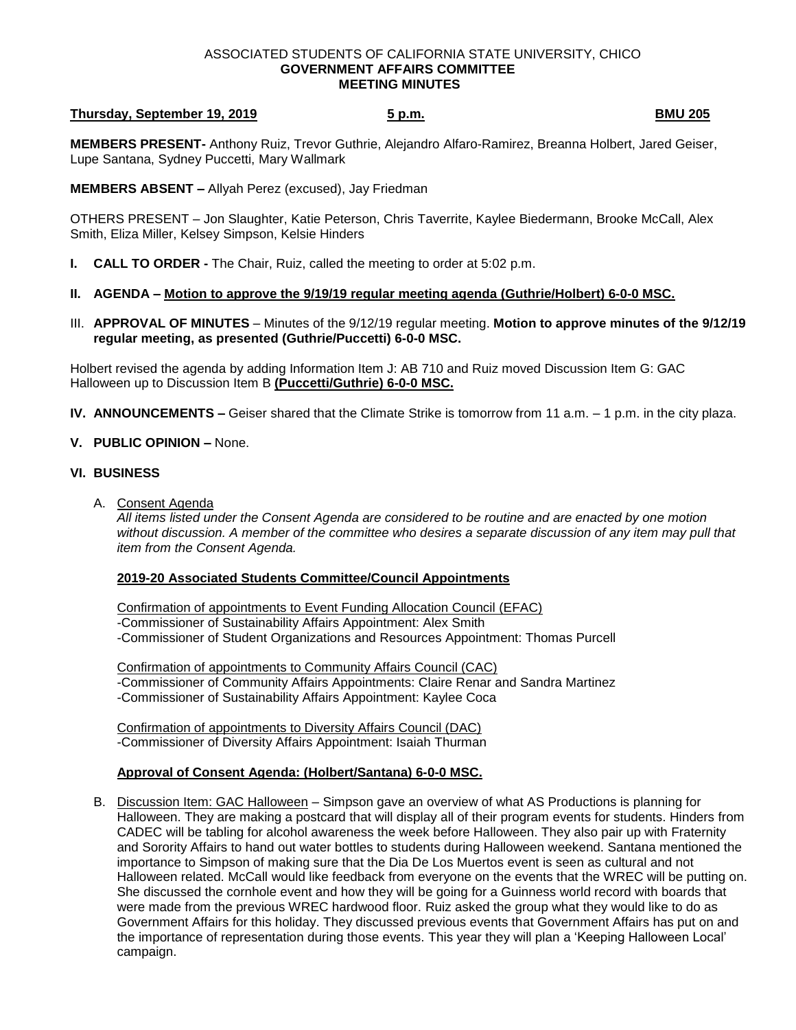ASSOCIATED STUDENTS OF CALIFORNIA STATE UNIVERSITY, CHICO
**GOVERNMENT AFFAIRS COMMITTEE**
**MEETING MINUTES**

**Thursday, September 19, 2019** **5 p.m.** **BMU 205**

**MEMBERS PRESENT-** Anthony Ruiz, Trevor Guthrie, Alejandro Alfaro-Ramirez, Breanna Holbert, Jared Geiser, Lupe Santana, Sydney Puccetti, Mary Wallmark

**MEMBERS ABSENT –** Allyah Perez (excused), Jay Friedman

OTHERS PRESENT – Jon Slaughter, Katie Peterson, Chris Taverrite, Kaylee Biedermann, Brooke McCall, Alex Smith, Eliza Miller, Kelsey Simpson, Kelsie Hinders

**I. CALL TO ORDER -** The Chair, Ruiz, called the meeting to order at 5:02 p.m.

**II. AGENDA – Motion to approve the 9/19/19 regular meeting agenda (Guthrie/Holbert) 6-0-0 MSC.**

III. **APPROVAL OF MINUTES** – Minutes of the 9/12/19 regular meeting. **Motion to approve minutes of the 9/12/19 regular meeting, as presented (Guthrie/Puccetti) 6-0-0 MSC.**

Holbert revised the agenda by adding Information Item J: AB 710 and Ruiz moved Discussion Item G: GAC Halloween up to Discussion Item B **(Puccetti/Guthrie) 6-0-0 MSC.**

**IV. ANNOUNCEMENTS –** Geiser shared that the Climate Strike is tomorrow from 11 a.m. – 1 p.m. in the city plaza.

**V. PUBLIC OPINION –** None.

**VI. BUSINESS**

A. Consent Agenda
*All items listed under the Consent Agenda are considered to be routine and are enacted by one motion without discussion. A member of the committee who desires a separate discussion of any item may pull that item from the Consent Agenda.*

**2019-20 Associated Students Committee/Council Appointments**

Confirmation of appointments to Event Funding Allocation Council (EFAC)
-Commissioner of Sustainability Affairs Appointment: Alex Smith
-Commissioner of Student Organizations and Resources Appointment: Thomas Purcell

Confirmation of appointments to Community Affairs Council (CAC)
-Commissioner of Community Affairs Appointments: Claire Renar and Sandra Martinez
-Commissioner of Sustainability Affairs Appointment: Kaylee Coca

Confirmation of appointments to Diversity Affairs Council (DAC)
-Commissioner of Diversity Affairs Appointment: Isaiah Thurman

**Approval of Consent Agenda: (Holbert/Santana) 6-0-0 MSC.**

B. Discussion Item: GAC Halloween – Simpson gave an overview of what AS Productions is planning for Halloween. They are making a postcard that will display all of their program events for students. Hinders from CADEC will be tabling for alcohol awareness the week before Halloween. They also pair up with Fraternity and Sorority Affairs to hand out water bottles to students during Halloween weekend. Santana mentioned the importance to Simpson of making sure that the Dia De Los Muertos event is seen as cultural and not Halloween related. McCall would like feedback from everyone on the events that the WREC will be putting on. She discussed the cornhole event and how they will be going for a Guinness world record with boards that were made from the previous WREC hardwood floor. Ruiz asked the group what they would like to do as Government Affairs for this holiday. They discussed previous events that Government Affairs has put on and the importance of representation during those events. This year they will plan a 'Keeping Halloween Local' campaign.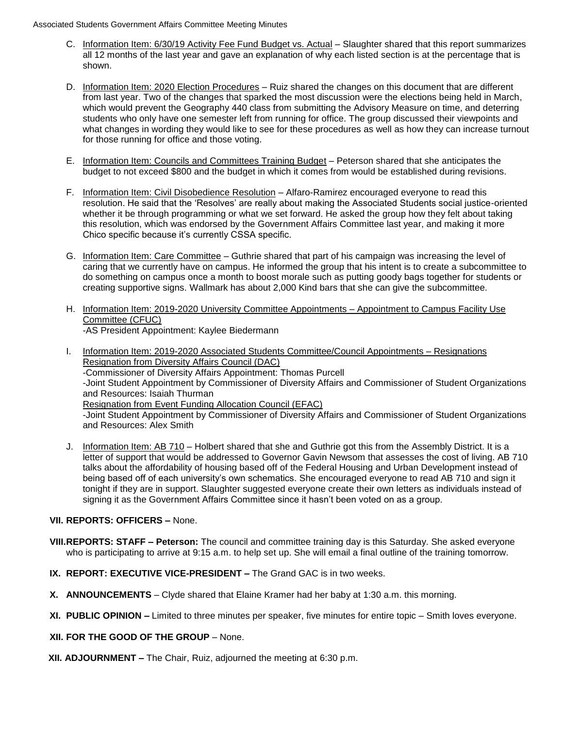C. Information Item: 6/30/19 Activity Fee Fund Budget vs. Actual – Slaughter shared that this report summarizes all 12 months of the last year and gave an explanation of why each listed section is at the percentage that is shown.

D. Information Item: 2020 Election Procedures – Ruiz shared the changes on this document that are different from last year. Two of the changes that sparked the most discussion were the elections being held in March, which would prevent the Geography 440 class from submitting the Advisory Measure on time, and deterring students who only have one semester left from running for office. The group discussed their viewpoints and what changes in wording they would like to see for these procedures as well as how they can increase turnout for those running for office and those voting.

E. Information Item: Councils and Committees Training Budget – Peterson shared that she anticipates the budget to not exceed $800 and the budget in which it comes from would be established during revisions.

F. Information Item: Civil Disobedience Resolution – Alfaro-Ramirez encouraged everyone to read this resolution. He said that the 'Resolves' are really about making the Associated Students social justice-oriented whether it be through programming or what we set forward. He asked the group how they felt about taking this resolution, which was endorsed by the Government Affairs Committee last year, and making it more Chico specific because it's currently CSSA specific.

G. Information Item: Care Committee – Guthrie shared that part of his campaign was increasing the level of caring that we currently have on campus. He informed the group that his intent is to create a subcommittee to do something on campus once a month to boost morale such as putting goody bags together for students or creating supportive signs. Wallmark has about 2,000 Kind bars that she can give the subcommittee.

H. Information Item: 2019-2020 University Committee Appointments – Appointment to Campus Facility Use Committee (CFUC)
-AS President Appointment: Kaylee Biedermann

I. Information Item: 2019-2020 Associated Students Committee/Council Appointments – Resignations
Resignation from Diversity Affairs Council (DAC)
-Commissioner of Diversity Affairs Appointment: Thomas Purcell
-Joint Student Appointment by Commissioner of Diversity Affairs and Commissioner of Student Organizations and Resources: Isaiah Thurman
Resignation from Event Funding Allocation Council (EFAC)
-Joint Student Appointment by Commissioner of Diversity Affairs and Commissioner of Student Organizations and Resources: Alex Smith

J. Information Item: AB 710 – Holbert shared that she and Guthrie got this from the Assembly District. It is a letter of support that would be addressed to Governor Gavin Newsom that assesses the cost of living. AB 710 talks about the affordability of housing based off of the Federal Housing and Urban Development instead of being based off of each university's own schematics. She encouraged everyone to read AB 710 and sign it tonight if they are in support. Slaughter suggested everyone create their own letters as individuals instead of signing it as the Government Affairs Committee since it hasn't been voted on as a group.

**VII. REPORTS: OFFICERS –** None.

**VIII. REPORTS: STAFF – Peterson:** The council and committee training day is this Saturday. She asked everyone who is participating to arrive at 9:15 a.m. to help set up. She will email a final outline of the training tomorrow.

**IX. REPORT: EXECUTIVE VICE-PRESIDENT –** The Grand GAC is in two weeks.

**X. ANNOUNCEMENTS** – Clyde shared that Elaine Kramer had her baby at 1:30 a.m. this morning.

**XI. PUBLIC OPINION –** Limited to three minutes per speaker, five minutes for entire topic – Smith loves everyone.

**XII. FOR THE GOOD OF THE GROUP** – None.

**XII. ADJOURNMENT –** The Chair, Ruiz, adjourned the meeting at 6:30 p.m.